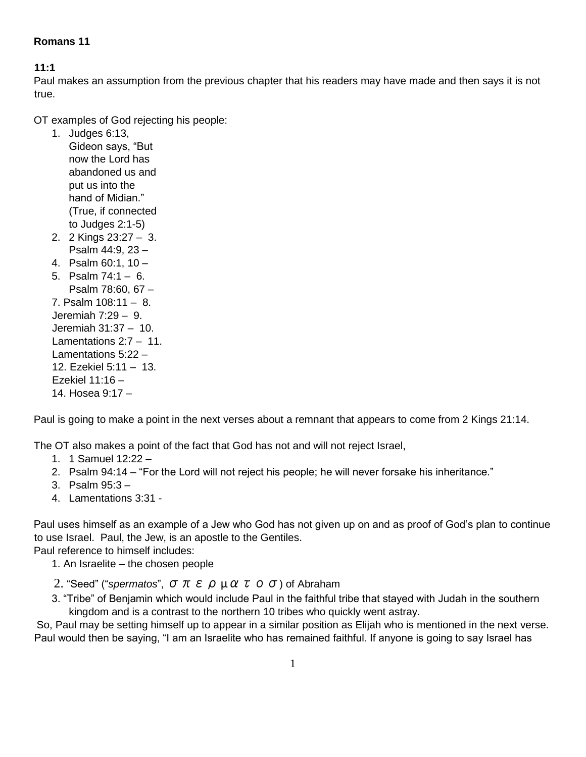**Romans 11**

**11:1**
Paul makes an assumption from the previous chapter that his readers may have made and then says it is not true.

OT examples of God rejecting his people:

1. Judges 6:13, Gideon says, "But now the Lord has abandoned us and put us into the hand of Midian." (True, if connected to Judges 2:1-5)
2. 2 Kings 23:27 –
3. Psalm 44:9, 23 –
4. Psalm 60:1, 10 –
5. Psalm 74:1 –
6. Psalm 78:60, 67 –
7. Psalm 108:11 –
8. Jeremiah 7:29 –
9. Jeremiah 31:37 –
10. Lamentations 2:7 –
11. Lamentations 5:22 –
12. Ezekiel 5:11 –
13. Ezekiel 11:16 –
14. Hosea 9:17 –

Paul is going to make a point in the next verses about a remnant that appears to come from 2 Kings 21:14.

The OT also makes a point of the fact that God has not and will not reject Israel,

1. 1 Samuel 12:22 –
2. Psalm 94:14 – "For the Lord will not reject his people; he will never forsake his inheritance."
3. Psalm 95:3 –
4. Lamentations 3:31 -

Paul uses himself as an example of a Jew who God has not given up on and as proof of God's plan to continue to use Israel. Paul, the Jew, is an apostle to the Gentiles.
Paul reference to himself includes:

1. An Israelite – the chosen people
2. "Seed" ("*spermatos*", σπερματοσ) of Abraham
3. "Tribe" of Benjamin which would include Paul in the faithful tribe that stayed with Judah in the southern kingdom and is a contrast to the northern 10 tribes who quickly went astray.

So, Paul may be setting himself up to appear in a similar position as Elijah who is mentioned in the next verse. Paul would then be saying, "I am an Israelite who has remained faithful. If anyone is going to say Israel has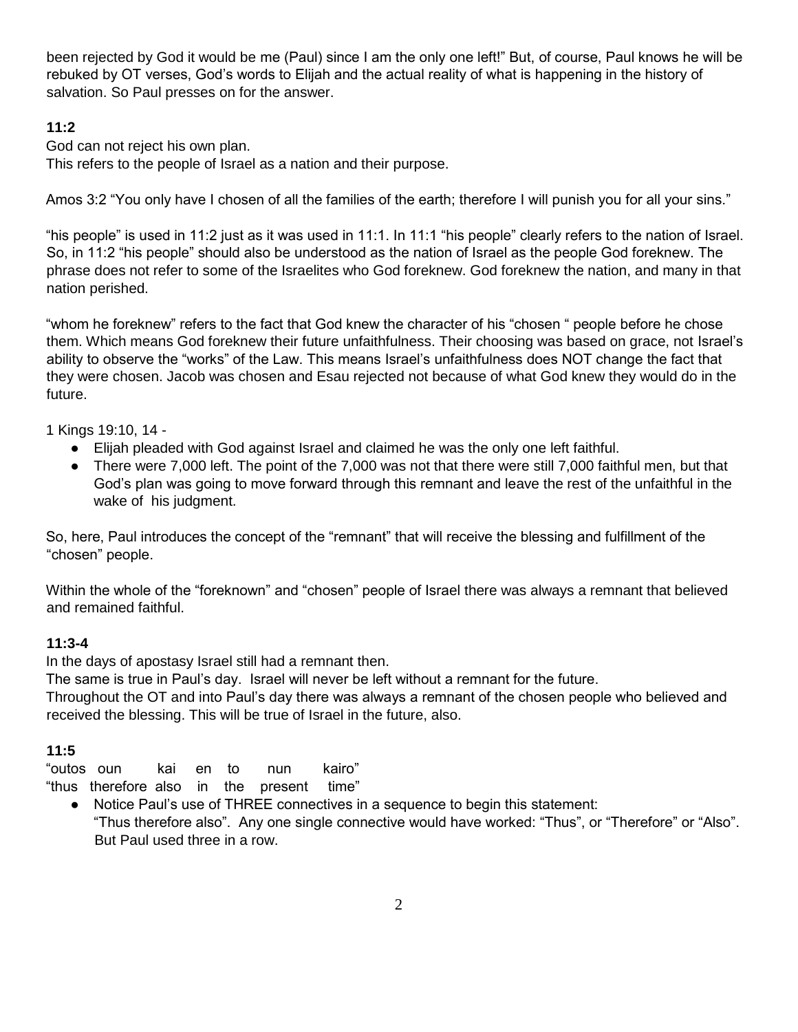been rejected by God it would be me (Paul) since I am the only one left!" But, of course, Paul knows he will be rebuked by OT verses, God's words to Elijah and the actual reality of what is happening in the history of salvation. So Paul presses on for the answer.

**11:2**

God can not reject his own plan.
This refers to the people of Israel as a nation and their purpose.

Amos 3:2 "You only have I chosen of all the families of the earth; therefore I will punish you for all your sins."

"his people" is used in 11:2 just as it was used in 11:1. In 11:1 "his people" clearly refers to the nation of Israel. So, in 11:2 "his people" should also be understood as the nation of Israel as the people God foreknew. The phrase does not refer to some of the Israelites who God foreknew. God foreknew the nation, and many in that nation perished.

"whom he foreknew" refers to the fact that God knew the character of his "chosen " people before he chose them. Which means God foreknew their future unfaithfulness. Their choosing was based on grace, not Israel's ability to observe the "works" of the Law. This means Israel's unfaithfulness does NOT change the fact that they were chosen. Jacob was chosen and Esau rejected not because of what God knew they would do in the future.

1 Kings 19:10, 14 -

- Elijah pleaded with God against Israel and claimed he was the only one left faithful.
- There were 7,000 left. The point of the 7,000 was not that there were still 7,000 faithful men, but that God's plan was going to move forward through this remnant and leave the rest of the unfaithful in the wake of his judgment.

So, here, Paul introduces the concept of the "remnant" that will receive the blessing and fulfillment of the "chosen" people.

Within the whole of the "foreknown" and "chosen" people of Israel there was always a remnant that believed and remained faithful.

**11:3-4**

In the days of apostasy Israel still had a remnant then.
The same is true in Paul's day. Israel will never be left without a remnant for the future.
Throughout the OT and into Paul's day there was always a remnant of the chosen people who believed and received the blessing. This will be true of Israel in the future, also.

**11:5**

"outos oun kai en to nun kairo"
"thus therefore also in the present time"

- Notice Paul's use of THREE connectives in a sequence to begin this statement:
  "Thus therefore also". Any one single connective would have worked: "Thus", or "Therefore" or "Also". But Paul used three in a row.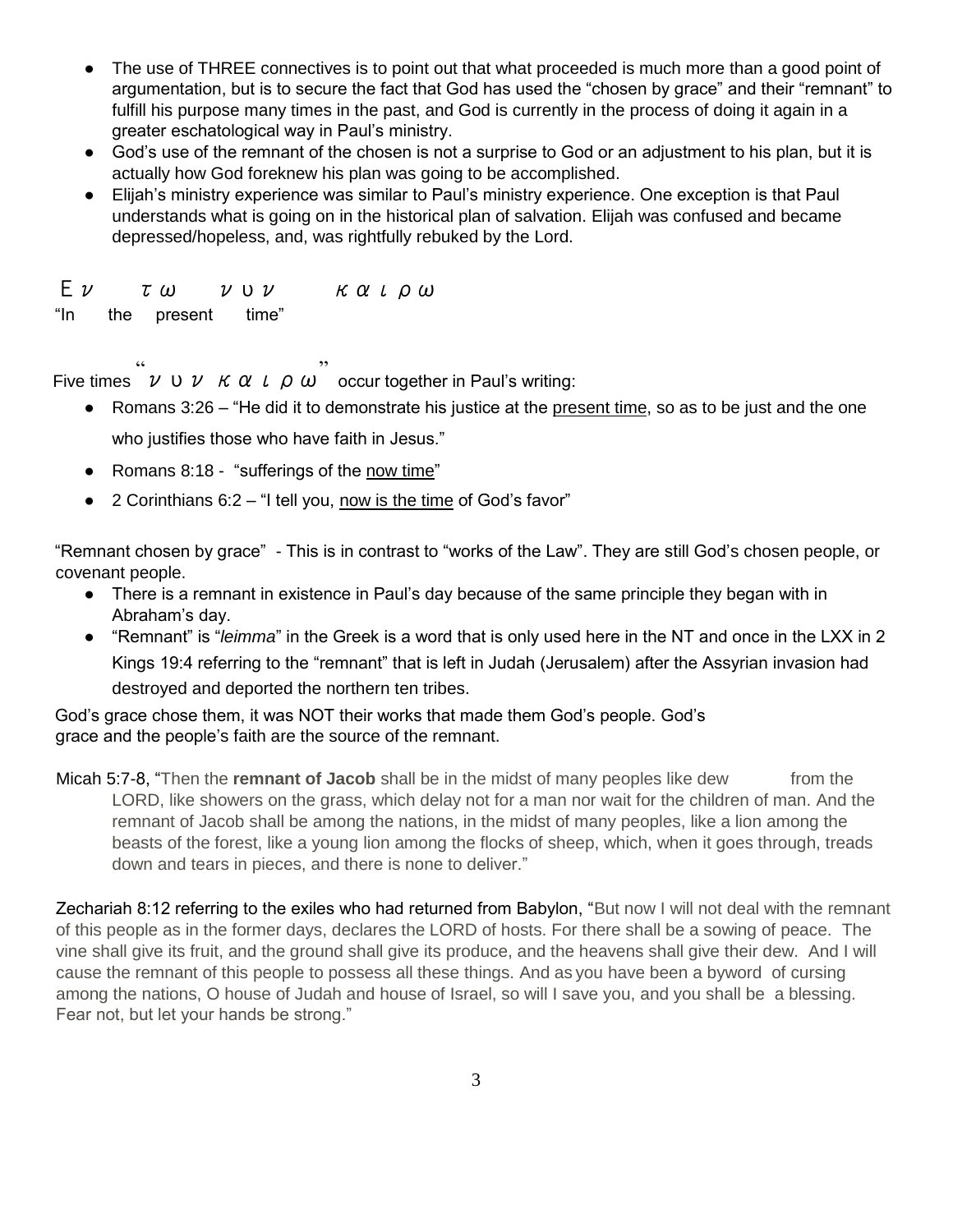- The use of THREE connectives is to point out that what proceeded is much more than a good point of argumentation, but is to secure the fact that God has used the "chosen by grace" and their "remnant" to fulfill his purpose many times in the past, and God is currently in the process of doing it again in a greater eschatological way in Paul's ministry.
- God's use of the remnant of the chosen is not a surprise to God or an adjustment to his plan, but it is actually how God foreknew his plan was going to be accomplished.
- Elijah's ministry experience was similar to Paul's ministry experience. One exception is that Paul understands what is going on in the historical plan of salvation. Elijah was confused and became depressed/hopeless, and, was rightfully rebuked by the Lord.

Εν τω νυν καιρω
"In the present time"

Five times "νυν καιρω" occur together in Paul's writing:

- Romans 3:26 – "He did it to demonstrate his justice at the present time, so as to be just and the one who justifies those who have faith in Jesus."
- Romans 8:18 - "sufferings of the now time"
- 2 Corinthians 6:2 – "I tell you, now is the time of God's favor"

"Remnant chosen by grace" - This is in contrast to "works of the Law". They are still God's chosen people, or covenant people.

- There is a remnant in existence in Paul's day because of the same principle they began with in Abraham's day.
- "Remnant" is "*leimma*" in the Greek is a word that is only used here in the NT and once in the LXX in 2 Kings 19:4 referring to the "remnant" that is left in Judah (Jerusalem) after the Assyrian invasion had destroyed and deported the northern ten tribes.

God's grace chose them, it was NOT their works that made them God's people. God's grace and the people's faith are the source of the remnant.

Micah 5:7-8, "Then the **remnant of Jacob** shall be in the midst of many peoples like dew from the LORD, like showers on the grass, which delay not for a man nor wait for the children of man. And the remnant of Jacob shall be among the nations, in the midst of many peoples, like a lion among the beasts of the forest, like a young lion among the flocks of sheep, which, when it goes through, treads down and tears in pieces, and there is none to deliver."

Zechariah 8:12 referring to the exiles who had returned from Babylon, "But now I will not deal with the remnant of this people as in the former days, declares the LORD of hosts. For there shall be a sowing of peace. The vine shall give its fruit, and the ground shall give its produce, and the heavens shall give their dew. And I will cause the remnant of this people to possess all these things. And as you have been a byword of cursing among the nations, O house of Judah and house of Israel, so will I save you, and you shall be a blessing. Fear not, but let your hands be strong."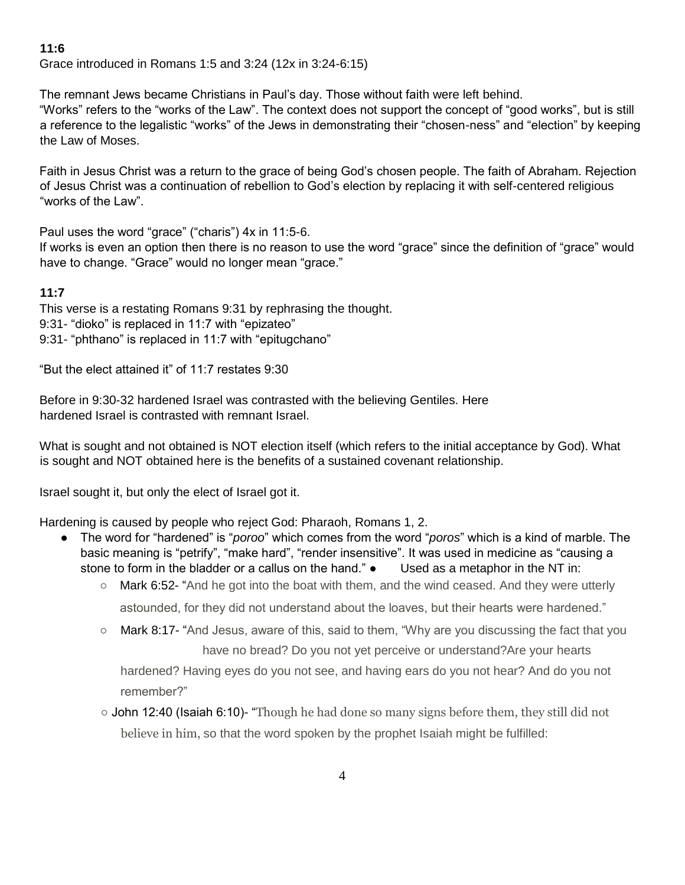**11:6**

Grace introduced in Romans 1:5 and 3:24 (12x in 3:24-6:15)

The remnant Jews became Christians in Paul's day. Those without faith were left behind.
"Works" refers to the "works of the Law". The context does not support the concept of "good works", but is still a reference to the legalistic "works" of the Jews in demonstrating their "chosen-ness" and "election" by keeping the Law of Moses.

Faith in Jesus Christ was a return to the grace of being God's chosen people. The faith of Abraham. Rejection of Jesus Christ was a continuation of rebellion to God's election by replacing it with self-centered religious "works of the Law".

Paul uses the word "grace" ("charis") 4x in 11:5-6.
If works is even an option then there is no reason to use the word "grace" since the definition of "grace" would have to change. "Grace" would no longer mean "grace."

**11:7**

This verse is a restating Romans 9:31 by rephrasing the thought.
9:31- "dioko" is replaced in 11:7 with "epizateo"
9:31- "phthano" is replaced in 11:7 with "epitugchano"

"But the elect attained it" of 11:7 restates 9:30

Before in 9:30-32 hardened Israel was contrasted with the believing Gentiles. Here hardened Israel is contrasted with remnant Israel.

What is sought and not obtained is NOT election itself (which refers to the initial acceptance by God). What is sought and NOT obtained here is the benefits of a sustained covenant relationship.

Israel sought it, but only the elect of Israel got it.

Hardening is caused by people who reject God: Pharaoh, Romans 1, 2.

- The word for "hardened" is "*poroo*" which comes from the word "*poros*" which is a kind of marble. The basic meaning is "petrify", "make hard", "render insensitive". It was used in medicine as "causing a stone to form in the bladder or a callus on the hand."
- Used as a metaphor in the NT in:
  - Mark 6:52- "And he got into the boat with them, and the wind ceased. And they were utterly astounded, for they did not understand about the loaves, but their hearts were hardened."
  - Mark 8:17- "And Jesus, aware of this, said to them, "Why are you discussing the fact that you have no bread? Do you not yet perceive or understand?Are your hearts hardened? Having eyes do you not see, and having ears do you not hear? And do you not remember?"
  - John 12:40 (Isaiah 6:10)- "Though he had done so many signs before them, they still did not believe in him, so that the word spoken by the prophet Isaiah might be fulfilled: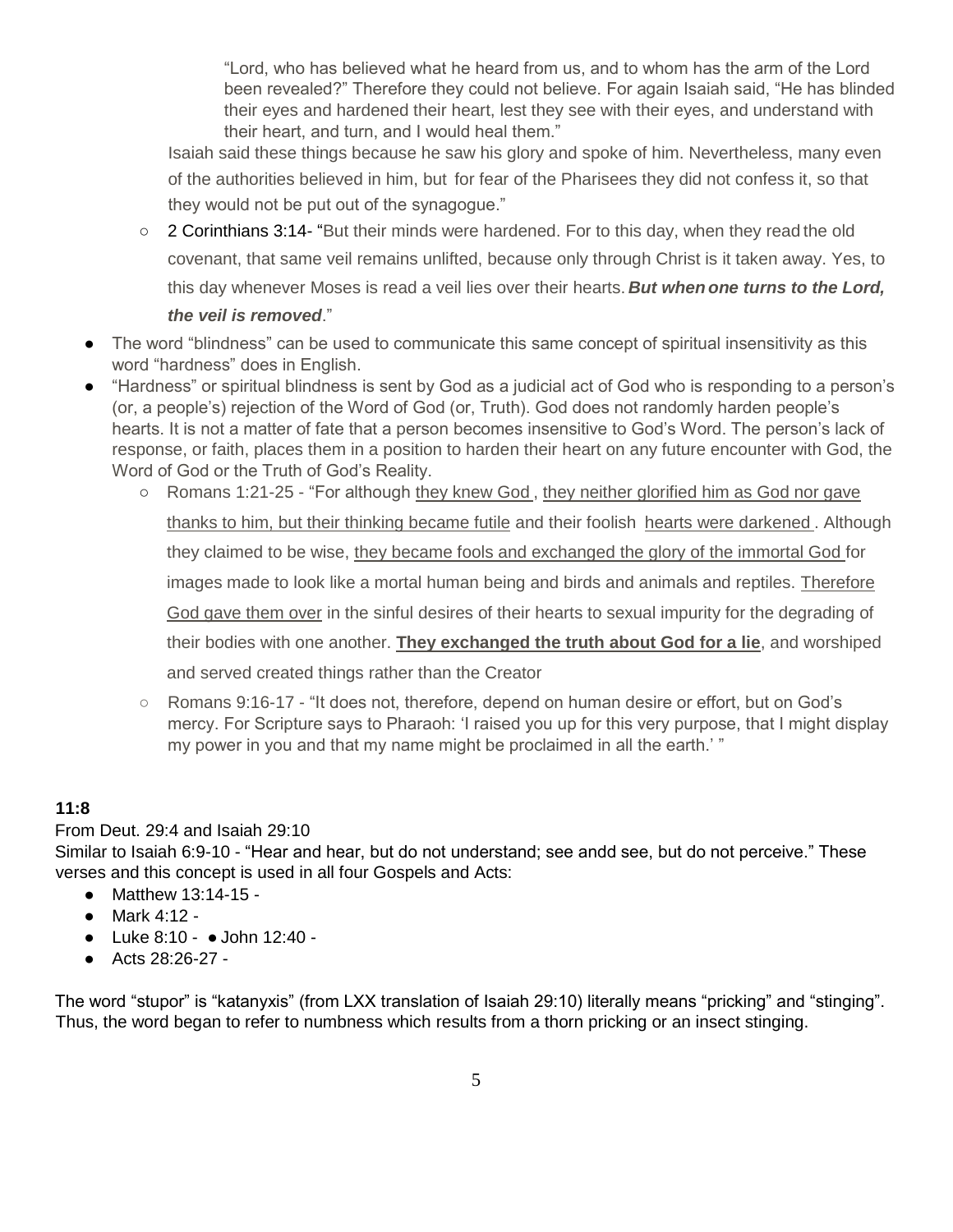> "Lord, who has believed what he heard from us, and to whom has the arm of the Lord been revealed?" Therefore they could not believe. For again Isaiah said, "He has blinded their eyes and hardened their heart, lest they see with their eyes, and understand with their heart, and turn, and I would heal them."

Isaiah said these things because he saw his glory and spoke of him. Nevertheless, many even of the authorities believed in him, but for fear of the Pharisees they did not confess it, so that they would not be put out of the synagogue."

- 2 Corinthians 3:14- "But their minds were hardened. For to this day, when they read the old covenant, that same veil remains unlifted, because only through Christ is it taken away. Yes, to this day whenever Moses is read a veil lies over their hearts. ***But when one turns to the Lord, the veil is removed***."

- The word "blindness" can be used to communicate this same concept of spiritual insensitivity as this word "hardness" does in English.
- "Hardness" or spiritual blindness is sent by God as a judicial act of God who is responding to a person's (or, a people's) rejection of the Word of God (or, Truth). God does not randomly harden people's hearts. It is not a matter of fate that a person becomes insensitive to God's Word. The person's lack of response, or faith, places them in a position to harden their heart on any future encounter with God, the Word of God or the Truth of God's Reality.
  - Romans 1:21-25 - "For although <u>they knew God</u>, <u>they neither glorified him as God nor gave thanks to him, but their thinking became futile</u> and their foolish <u>hearts were darkened</u>. Although they claimed to be wise, <u>they became fools and exchanged the glory of the immortal God</u> for images made to look like a mortal human being and birds and animals and reptiles. <u>Therefore God gave them over</u> in the sinful desires of their hearts to sexual impurity for the degrading of their bodies with one another. **<u>They exchanged the truth about God for a lie</u>**, and worshiped and served created things rather than the Creator
  - Romans 9:16-17 - "It does not, therefore, depend on human desire or effort, but on God's mercy. For Scripture says to Pharaoh: 'I raised you up for this very purpose, that I might display my power in you and that my name might be proclaimed in all the earth.' "

**11:8**

From Deut. 29:4 and Isaiah 29:10

Similar to Isaiah 6:9-10 - "Hear and hear, but do not understand; see andd see, but do not perceive." These verses and this concept is used in all four Gospels and Acts:

- Matthew 13:14-15 -
- Mark 4:12 -
- Luke 8:10 -
- John 12:40 -
- Acts 28:26-27 -

The word "stupor" is "katanyxis" (from LXX translation of Isaiah 29:10) literally means "pricking" and "stinging". Thus, the word began to refer to numbness which results from a thorn pricking or an insect stinging.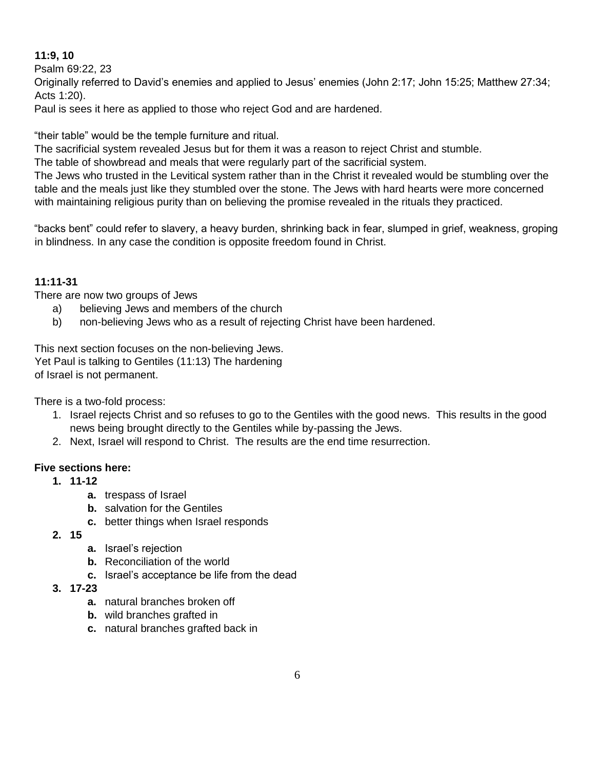**11:9, 10**

Psalm 69:22, 23

Originally referred to David's enemies and applied to Jesus' enemies (John 2:17; John 15:25; Matthew 27:34; Acts 1:20).

Paul is sees it here as applied to those who reject God and are hardened.

"their table" would be the temple furniture and ritual.

The sacrificial system revealed Jesus but for them it was a reason to reject Christ and stumble.

The table of showbread and meals that were regularly part of the sacrificial system.

The Jews who trusted in the Levitical system rather than in the Christ it revealed would be stumbling over the table and the meals just like they stumbled over the stone. The Jews with hard hearts were more concerned with maintaining religious purity than on believing the promise revealed in the rituals they practiced.

"backs bent" could refer to slavery, a heavy burden, shrinking back in fear, slumped in grief, weakness, groping in blindness. In any case the condition is opposite freedom found in Christ.

**11:11-31**

There are now two groups of Jews

a) believing Jews and members of the church
b) non-believing Jews who as a result of rejecting Christ have been hardened.

This next section focuses on the non-believing Jews.
Yet Paul is talking to Gentiles (11:13) The hardening of Israel is not permanent.

There is a two-fold process:

1. Israel rejects Christ and so refuses to go to the Gentiles with the good news. This results in the good news being brought directly to the Gentiles while by-passing the Jews.
2. Next, Israel will respond to Christ. The results are the end time resurrection.

**Five sections here:**

1. **11-12**
    - **a.** trespass of Israel
    - **b.** salvation for the Gentiles
    - **c.** better things when Israel responds
2. **15**
    - **a.** Israel's rejection
    - **b.** Reconciliation of the world
    - **c.** Israel's acceptance be life from the dead
3. **17-23**
    - **a.** natural branches broken off
    - **b.** wild branches grafted in
    - **c.** natural branches grafted back in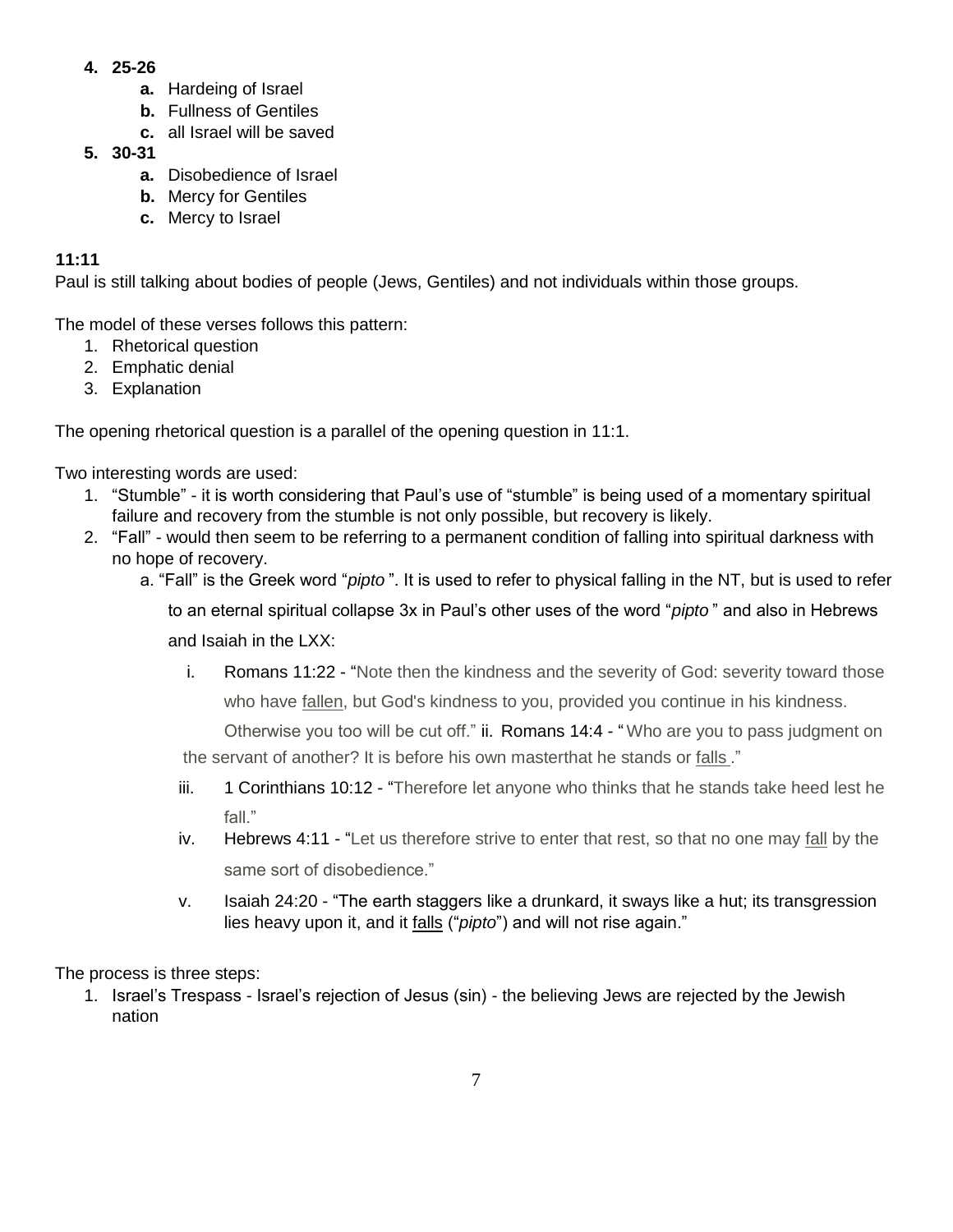4. **25-26**
    a. Hardeing of Israel
    b. Fullness of Gentiles
    c. all Israel will be saved
5. **30-31**
    a. Disobedience of Israel
    b. Mercy for Gentiles
    c. Mercy to Israel

**11:11**

Paul is still talking about bodies of people (Jews, Gentiles) and not individuals within those groups.

The model of these verses follows this pattern:

1. Rhetorical question
2. Emphatic denial
3. Explanation

The opening rhetorical question is a parallel of the opening question in 11:1.

Two interesting words are used:

1. "Stumble" - it is worth considering that Paul's use of "stumble" is being used of a momentary spiritual failure and recovery from the stumble is not only possible, but recovery is likely.
2. "Fall" - would then seem to be referring to a permanent condition of falling into spiritual darkness with no hope of recovery.
    a. "Fall" is the Greek word "*pipto* ". It is used to refer to physical falling in the NT, but is used to refer to an eternal spiritual collapse 3x in Paul's other uses of the word "*pipto* " and also in Hebrews and Isaiah in the LXX:
        i. Romans 11:22 - "Note then the kindness and the severity of God: severity toward those who have fallen, but God's kindness to you, provided you continue in his kindness. Otherwise you too will be cut off."
        ii. Romans 14:4 - "Who are you to pass judgment on the servant of another? It is before his own masterthat he stands or falls ."
        iii. 1 Corinthians 10:12 - "Therefore let anyone who thinks that he stands take heed lest he fall."
        iv. Hebrews 4:11 - "Let us therefore strive to enter that rest, so that no one may fall by the same sort of disobedience."
        v. Isaiah 24:20 - "The earth staggers like a drunkard, it sways like a hut; its transgression lies heavy upon it, and it falls ("*pipto*") and will not rise again."

The process is three steps:

1. Israel's Trespass - Israel's rejection of Jesus (sin) - the believing Jews are rejected by the Jewish nation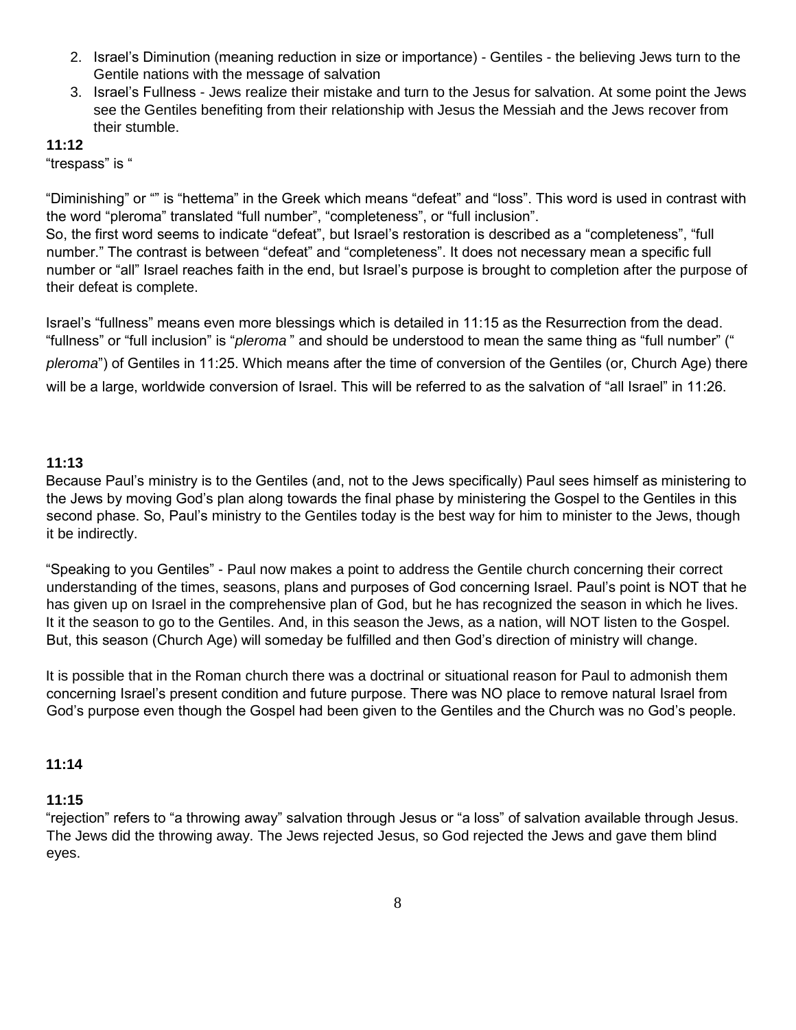2. Israel's Diminution (meaning reduction in size or importance) - Gentiles - the believing Jews turn to the Gentile nations with the message of salvation
3. Israel's Fullness - Jews realize their mistake and turn to the Jesus for salvation. At some point the Jews see the Gentiles benefiting from their relationship with Jesus the Messiah and the Jews recover from their stumble.

**11:12**

"trespass" is "

"Diminishing" or "" is "hettema" in the Greek which means "defeat" and "loss". This word is used in contrast with the word "pleroma" translated "full number", "completeness", or "full inclusion".
So, the first word seems to indicate "defeat", but Israel's restoration is described as a "completeness", "full number." The contrast is between "defeat" and "completeness". It does not necessary mean a specific full number or "all" Israel reaches faith in the end, but Israel's purpose is brought to completion after the purpose of their defeat is complete.

Israel's "fullness" means even more blessings which is detailed in 11:15 as the Resurrection from the dead. "fullness" or "full inclusion" is "*pleroma* " and should be understood to mean the same thing as "full number" (" *pleroma*") of Gentiles in 11:25. Which means after the time of conversion of the Gentiles (or, Church Age) there will be a large, worldwide conversion of Israel. This will be referred to as the salvation of "all Israel" in 11:26.

**11:13**

Because Paul's ministry is to the Gentiles (and, not to the Jews specifically) Paul sees himself as ministering to the Jews by moving God's plan along towards the final phase by ministering the Gospel to the Gentiles in this second phase. So, Paul's ministry to the Gentiles today is the best way for him to minister to the Jews, though it be indirectly.

"Speaking to you Gentiles" - Paul now makes a point to address the Gentile church concerning their correct understanding of the times, seasons, plans and purposes of God concerning Israel. Paul's point is NOT that he has given up on Israel in the comprehensive plan of God, but he has recognized the season in which he lives. It it the season to go to the Gentiles. And, in this season the Jews, as a nation, will NOT listen to the Gospel. But, this season (Church Age) will someday be fulfilled and then God's direction of ministry will change.

It is possible that in the Roman church there was a doctrinal or situational reason for Paul to admonish them concerning Israel's present condition and future purpose. There was NO place to remove natural Israel from God's purpose even though the Gospel had been given to the Gentiles and the Church was no God's people.

**11:14**

**11:15**

"rejection" refers to "a throwing away" salvation through Jesus or "a loss" of salvation available through Jesus. The Jews did the throwing away. The Jews rejected Jesus, so God rejected the Jews and gave them blind eyes.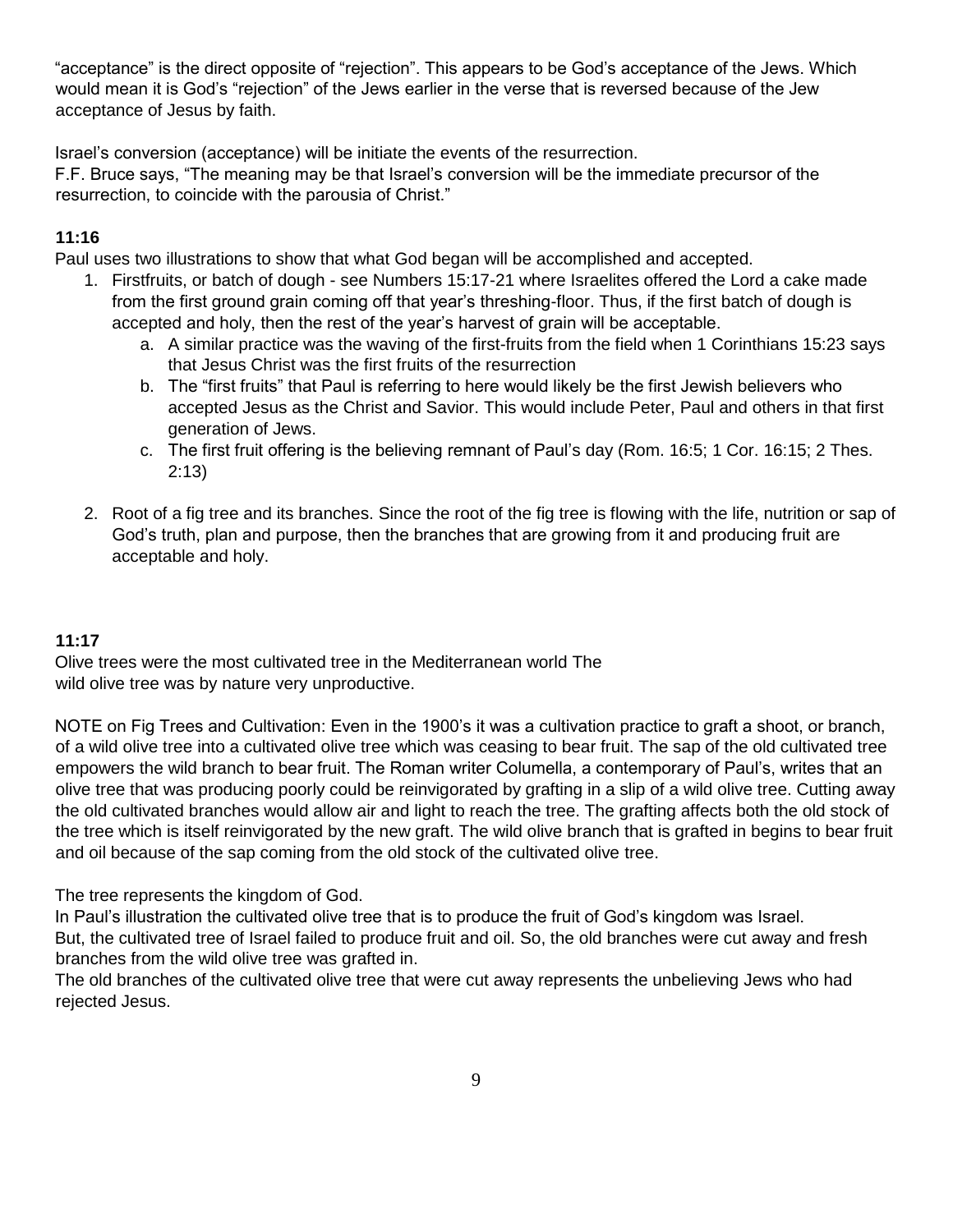"acceptance" is the direct opposite of "rejection". This appears to be God's acceptance of the Jews. Which would mean it is God's "rejection" of the Jews earlier in the verse that is reversed because of the Jew acceptance of Jesus by faith.

Israel's conversion (acceptance) will be initiate the events of the resurrection.
F.F. Bruce says, "The meaning may be that Israel's conversion will be the immediate precursor of the resurrection, to coincide with the parousia of Christ."

**11:16**
Paul uses two illustrations to show that what God began will be accomplished and accepted.

1. Firstfruits, or batch of dough - see Numbers 15:17-21 where Israelites offered the Lord a cake made from the first ground grain coming off that year's threshing-floor. Thus, if the first batch of dough is accepted and holy, then the rest of the year's harvest of grain will be acceptable.
   a. A similar practice was the waving of the first-fruits from the field when 1 Corinthians 15:23 says that Jesus Christ was the first fruits of the resurrection
   b. The "first fruits" that Paul is referring to here would likely be the first Jewish believers who accepted Jesus as the Christ and Savior. This would include Peter, Paul and others in that first generation of Jews.
   c. The first fruit offering is the believing remnant of Paul's day (Rom. 16:5; 1 Cor. 16:15; 2 Thes. 2:13)

2. Root of a fig tree and its branches. Since the root of the fig tree is flowing with the life, nutrition or sap of God's truth, plan and purpose, then the branches that are growing from it and producing fruit are acceptable and holy.

**11:17**
Olive trees were the most cultivated tree in the Mediterranean world The wild olive tree was by nature very unproductive.

NOTE on Fig Trees and Cultivation: Even in the 1900's it was a cultivation practice to graft a shoot, or branch, of a wild olive tree into a cultivated olive tree which was ceasing to bear fruit. The sap of the old cultivated tree empowers the wild branch to bear fruit. The Roman writer Columella, a contemporary of Paul's, writes that an olive tree that was producing poorly could be reinvigorated by grafting in a slip of a wild olive tree. Cutting away the old cultivated branches would allow air and light to reach the tree. The grafting affects both the old stock of the tree which is itself reinvigorated by the new graft. The wild olive branch that is grafted in begins to bear fruit and oil because of the sap coming from the old stock of the cultivated olive tree.

The tree represents the kingdom of God.
In Paul's illustration the cultivated olive tree that is to produce the fruit of God's kingdom was Israel.
But, the cultivated tree of Israel failed to produce fruit and oil. So, the old branches were cut away and fresh branches from the wild olive tree was grafted in.
The old branches of the cultivated olive tree that were cut away represents the unbelieving Jews who had rejected Jesus.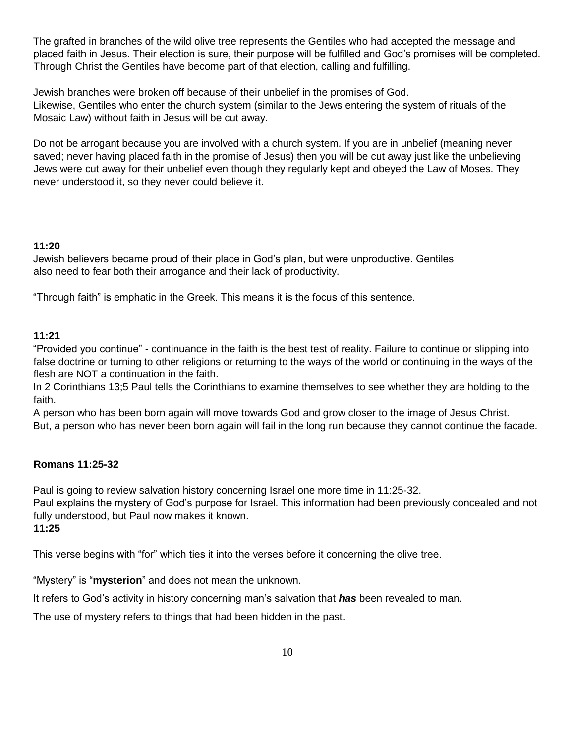The grafted in branches of the wild olive tree represents the Gentiles who had accepted the message and placed faith in Jesus. Their election is sure, their purpose will be fulfilled and God's promises will be completed. Through Christ the Gentiles have become part of that election, calling and fulfilling.

Jewish branches were broken off because of their unbelief in the promises of God.
Likewise, Gentiles who enter the church system (similar to the Jews entering the system of rituals of the Mosaic Law) without faith in Jesus will be cut away.

Do not be arrogant because you are involved with a church system. If you are in unbelief (meaning never saved; never having placed faith in the promise of Jesus) then you will be cut away just like the unbelieving Jews were cut away for their unbelief even though they regularly kept and obeyed the Law of Moses. They never understood it, so they never could believe it.

**11:20**

Jewish believers became proud of their place in God's plan, but were unproductive. Gentiles also need to fear both their arrogance and their lack of productivity.

"Through faith" is emphatic in the Greek. This means it is the focus of this sentence.

**11:21**

"Provided you continue" - continuance in the faith is the best test of reality. Failure to continue or slipping into false doctrine or turning to other religions or returning to the ways of the world or continuing in the ways of the flesh are NOT a continuation in the faith.
In 2 Corinthians 13;5 Paul tells the Corinthians to examine themselves to see whether they are holding to the faith.
A person who has been born again will move towards God and grow closer to the image of Jesus Christ.
But, a person who has never been born again will fail in the long run because they cannot continue the facade.

**Romans 11:25-32**

Paul is going to review salvation history concerning Israel one more time in 11:25-32.
Paul explains the mystery of God's purpose for Israel. This information had been previously concealed and not fully understood, but Paul now makes it known.

**11:25**

This verse begins with "for" which ties it into the verses before it concerning the olive tree.

"Mystery" is "**mysterion**" and does not mean the unknown.

It refers to God's activity in history concerning man's salvation that ***has*** been revealed to man.

The use of mystery refers to things that had been hidden in the past.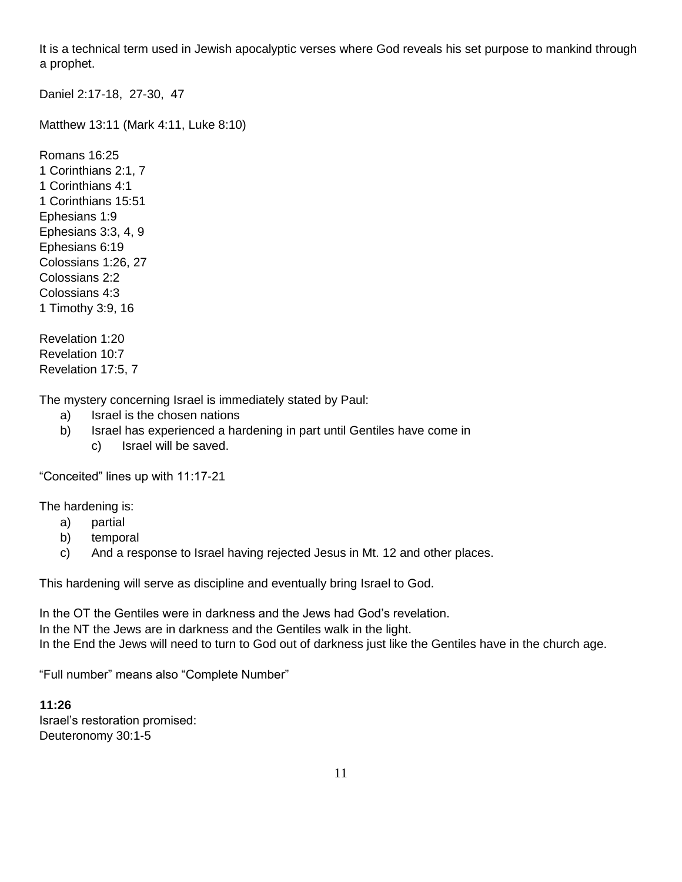It is a technical term used in Jewish apocalyptic verses where God reveals his set purpose to mankind through a prophet.

Daniel 2:17-18, 27-30, 47

Matthew 13:11 (Mark 4:11, Luke 8:10)

Romans 16:25
1 Corinthians 2:1, 7
1 Corinthians 4:1
1 Corinthians 15:51
Ephesians 1:9
Ephesians 3:3, 4, 9
Ephesians 6:19
Colossians 1:26, 27
Colossians 2:2
Colossians 4:3
1 Timothy 3:9, 16

Revelation 1:20
Revelation 10:7
Revelation 17:5, 7

The mystery concerning Israel is immediately stated by Paul:

- a) Israel is the chosen nations
- b) Israel has experienced a hardening in part until Gentiles have come in
  - c) Israel will be saved.

"Conceited" lines up with 11:17-21

The hardening is:

- a) partial
- b) temporal
- c) And a response to Israel having rejected Jesus in Mt. 12 and other places.

This hardening will serve as discipline and eventually bring Israel to God.

In the OT the Gentiles were in darkness and the Jews had God's revelation.
In the NT the Jews are in darkness and the Gentiles walk in the light.
In the End the Jews will need to turn to God out of darkness just like the Gentiles have in the church age.

"Full number" means also "Complete Number"

**11:26**
Israel's restoration promised:
Deuteronomy 30:1-5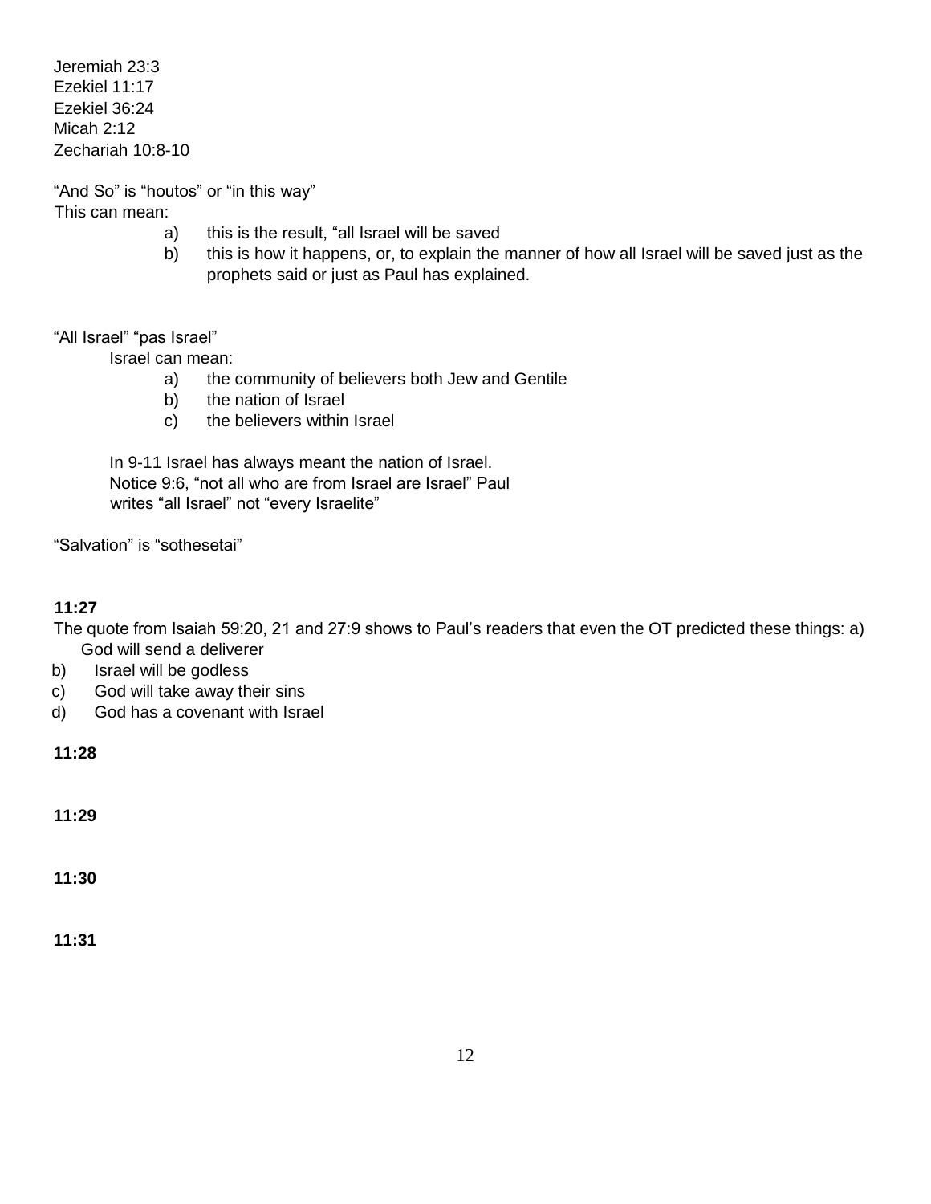Jeremiah 23:3
Ezekiel 11:17
Ezekiel 36:24
Micah 2:12
Zechariah 10:8-10

“And So” is “houtos” or “in this way”
This can mean:

a) this is the result, “all Israel will be saved
b) this is how it happens, or, to explain the manner of how all Israel will be saved just as the prophets said or just as Paul has explained.

“All Israel” “pas Israel”

Israel can mean:

a) the community of believers both Jew and Gentile
b) the nation of Israel
c) the believers within Israel

In 9-11 Israel has always meant the nation of Israel.
Notice 9:6, “not all who are from Israel are Israel” Paul writes “all Israel” not “every Israelite”

“Salvation” is “sothesetai”

**11:27**

The quote from Isaiah 59:20, 21 and 27:9 shows to Paul’s readers that even the OT predicted these things:

a) God will send a deliverer
b) Israel will be godless
c) God will take away their sins
d) God has a covenant with Israel

**11:28**

**11:29**

**11:30**

**11:31**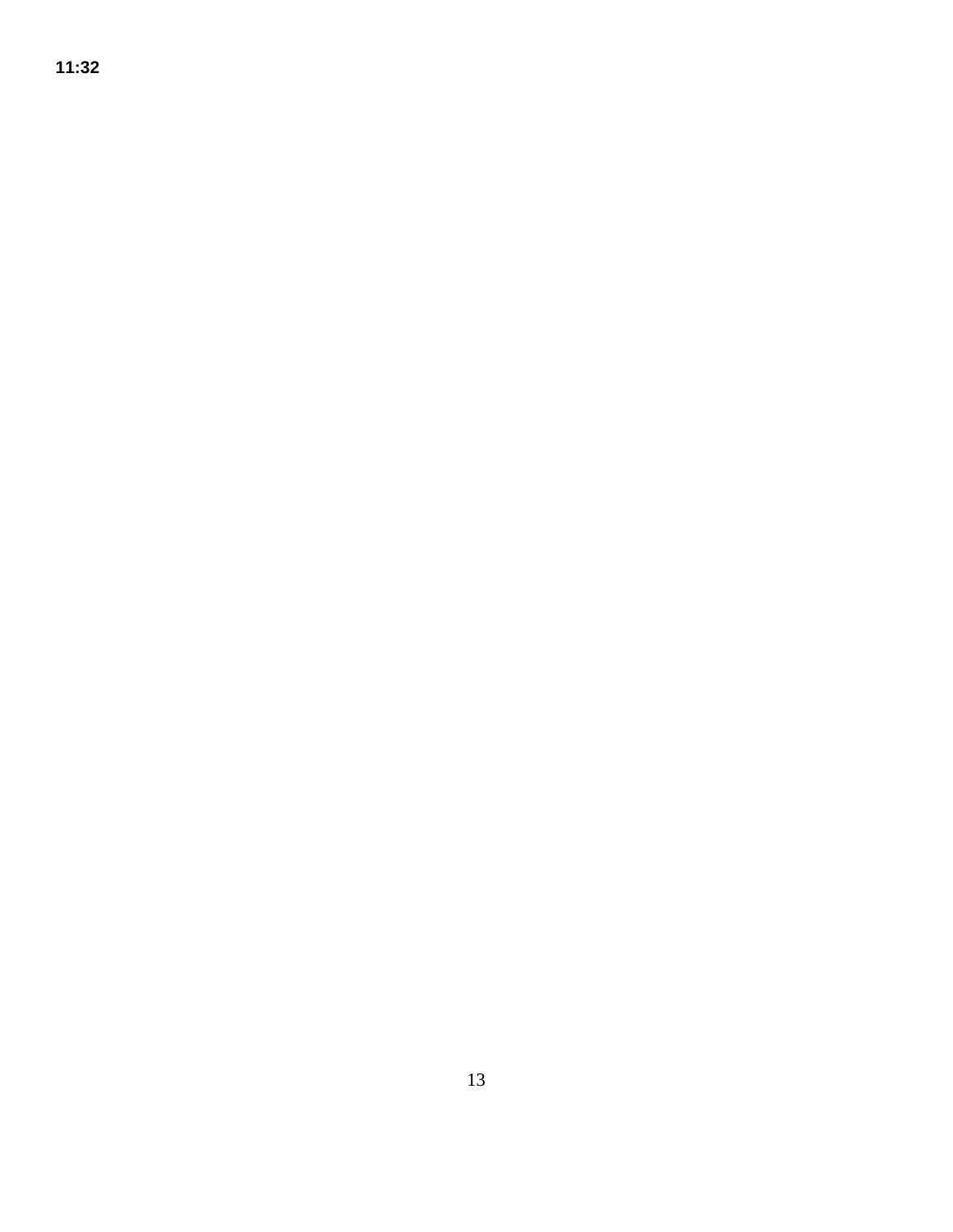**11:32**